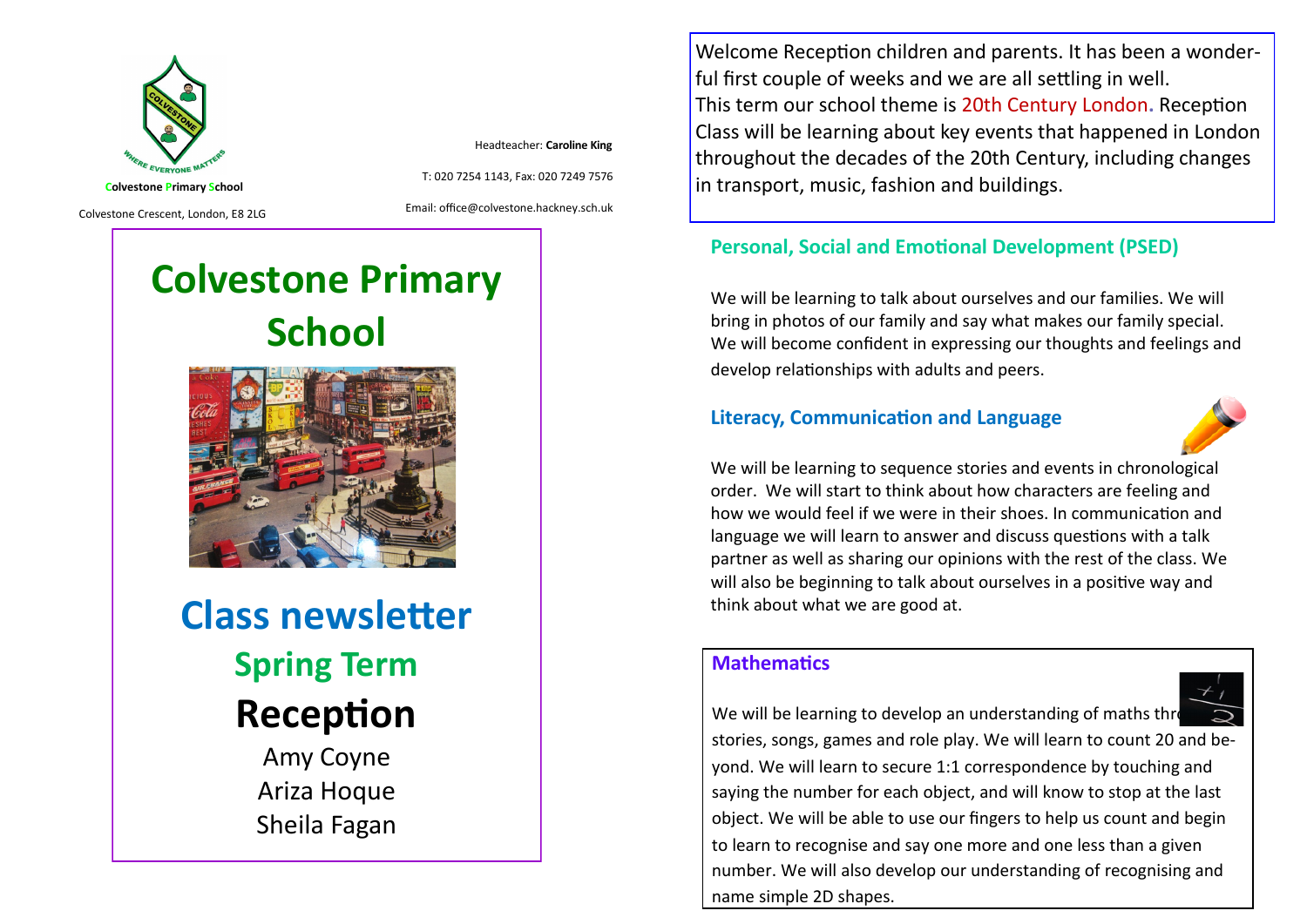Colvestone Primary School

Colvestone Crescent, London, E8 2LG

Headteacher: **Caroline King**

T: 020 7254 1143, Fax: 020 7249 7576

Email: office@colvestone.hackney.sch.uk

# Colvestone Primary School

## Class newsletter

### Spring Term

### Reception

Amy Coyne
Ariza Hoque
Sheila Fagan

Welcome Reception children and parents. It has been a wonderful first couple of weeks and we are all settling in well.
This term our school theme is 20th Century London. Reception Class will be learning about key events that happened in London throughout the decades of the 20th Century, including changes in transport, music, fashion and buildings.

### Personal, Social and Emotional Development (PSED)

We will be learning to talk about ourselves and our families. We will bring in photos of our family and say what makes our family special. We will become confident in expressing our thoughts and feelings and develop relationships with adults and peers.

### Literacy, Communication and Language

We will be learning to sequence stories and events in chronological order. We will start to think about how characters are feeling and how we would feel if we were in their shoes. In communication and language we will learn to answer and discuss questions with a talk partner as well as sharing our opinions with the rest of the class. We will also be beginning to talk about ourselves in a positive way and think about what we are good at.

### Mathematics

We will be learning to develop an understanding of maths through stories, songs, games and role play. We will learn to count 20 and beyond. We will learn to secure 1:1 correspondence by touching and saying the number for each object, and will know to stop at the last object. We will be able to use our fingers to help us count and begin to learn to recognise and say one more and one less than a given number. We will also develop our understanding of recognising and name simple 2D shapes.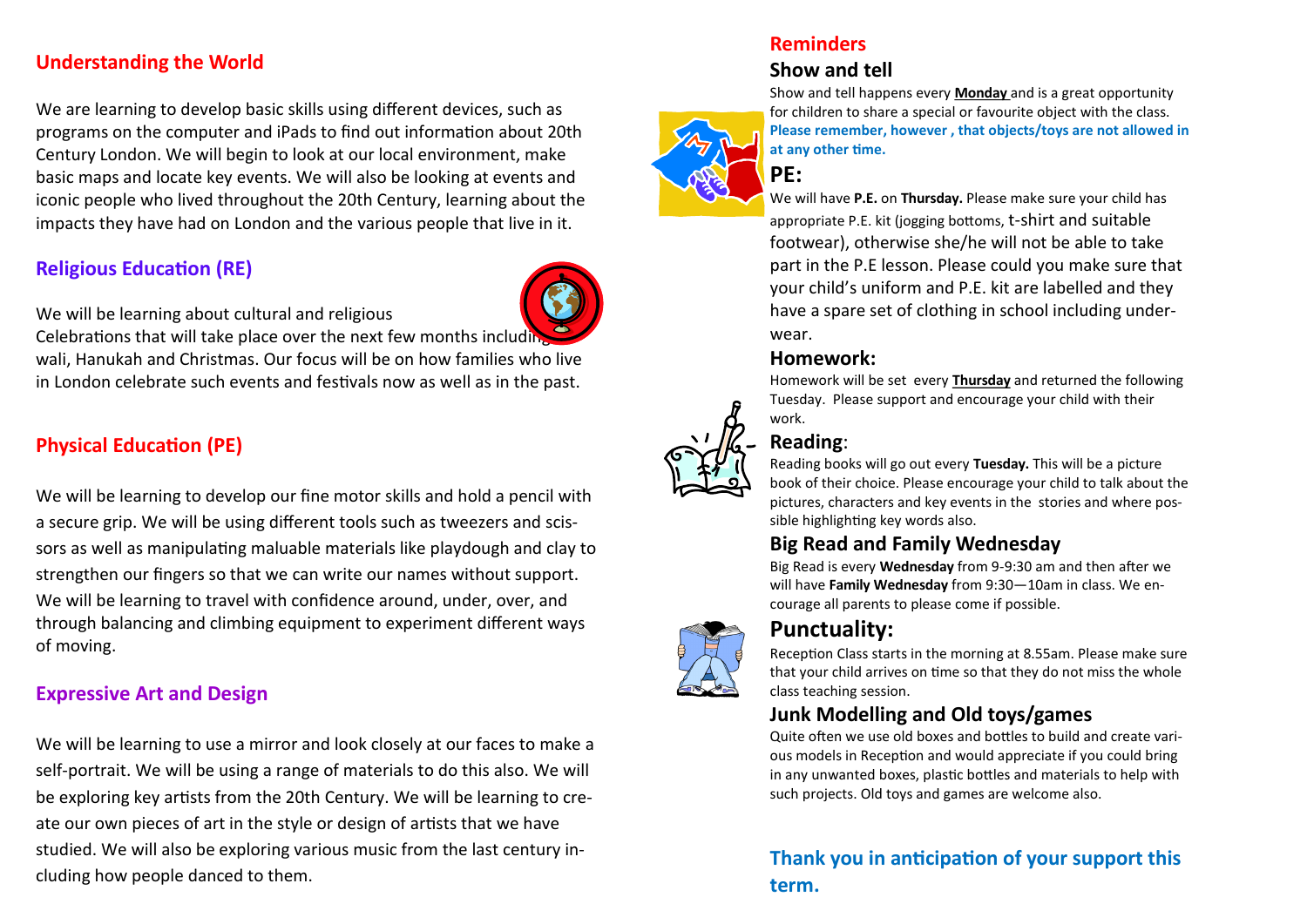## Understanding the World

We are learning to develop basic skills using different devices, such as programs on the computer and iPads to find out information about 20th Century London. We will begin to look at our local environment, make basic maps and locate key events. We will also be looking at events and iconic people who lived throughout the 20th Century, learning about the impacts they have had on London and the various people that live in it.

## Religious Education (RE)

We will be learning about cultural and religious Celebrations that will take place over the next few months including Diwali, Hanukah and Christmas. Our focus will be on how families who live in London celebrate such events and festivals now as well as in the past.

## Physical Education (PE)

We will be learning to develop our fine motor skills and hold a pencil with a secure grip. We will be using different tools such as tweezers and scissors as well as manipulating maluable materials like playdough and clay to strengthen our fingers so that we can write our names without support. We will be learning to travel with confidence around, under, over, and through balancing and climbing equipment to experiment different ways of moving.

## Expressive Art and Design

We will be learning to use a mirror and look closely at our faces to make a self-portrait. We will be using a range of materials to do this also. We will be exploring key artists from the 20th Century. We will be learning to create our own pieces of art in the style or design of artists that we have studied. We will also be exploring various music from the last century including how people danced to them.

## Reminders

### Show and tell

Show and tell happens every **Monday** and is a great opportunity for children to share a special or favourite object with the class. **Please remember, however , that objects/toys are not allowed in at any other time.**

### PE:

We will have **P.E.** on **Thursday.** Please make sure your child has appropriate P.E. kit (jogging bottoms, t-shirt and suitable footwear), otherwise she/he will not be able to take part in the P.E lesson. Please could you make sure that your child's uniform and P.E. kit are labelled and they have a spare set of clothing in school including underwear.

### Homework:

Homework will be set every **Thursday** and returned the following Tuesday. Please support and encourage your child with their work.

### Reading:

Reading books will go out every **Tuesday.** This will be a picture book of their choice. Please encourage your child to talk about the pictures, characters and key events in the stories and where possible highlighting key words also.

### Big Read and Family Wednesday

Big Read is every **Wednesday** from 9-9:30 am and then after we will have **Family Wednesday** from 9:30—10am in class. We encourage all parents to please come if possible.

### Punctuality:

Reception Class starts in the morning at 8.55am. Please make sure that your child arrives on time so that they do not miss the whole class teaching session.

### Junk Modelling and Old toys/games

Quite often we use old boxes and bottles to build and create various models in Reception and would appreciate if you could bring in any unwanted boxes, plastic bottles and materials to help with such projects. Old toys and games are welcome also.

**Thank you in anticipation of your support this term.**